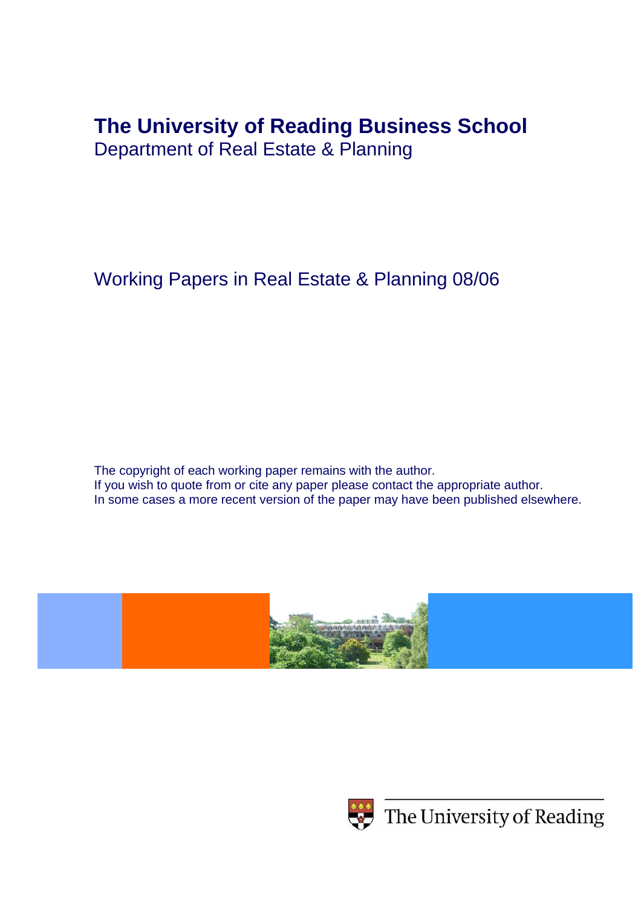# The University of Reading Business School

Department of Real Estate & Planning

Working Papers in Real Estate & Planning 08/06

The copyright of each working paper remains with the author.
If you wish to quote from or cite any paper please contact the appropriate author.
In some cases a more recent version of the paper may have been published elsewhere.

The University of Reading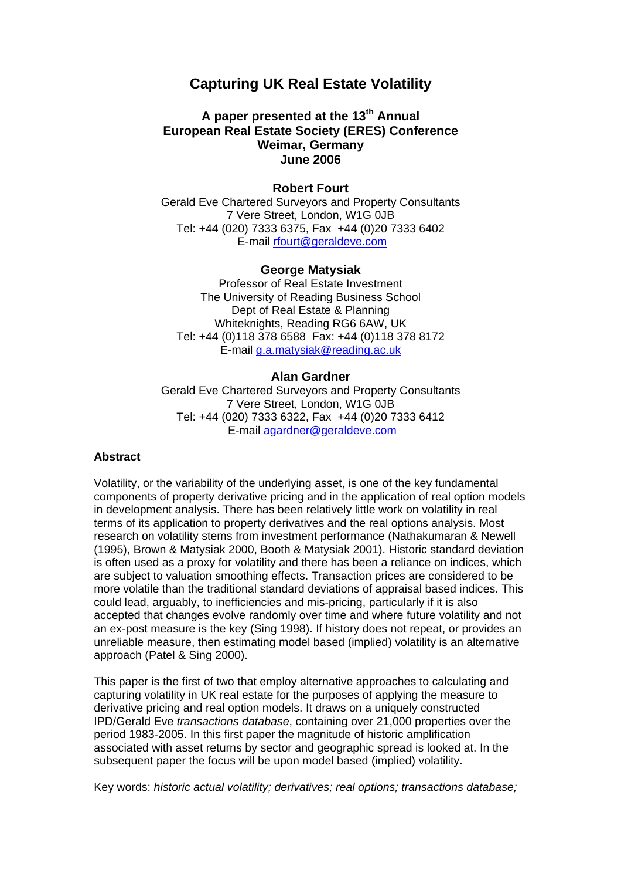# Capturing UK Real Estate Volatility

### A paper presented at the 13th Annual European Real Estate Society (ERES) Conference Weimar, Germany June 2006

**Robert Fourt**
Gerald Eve Chartered Surveyors and Property Consultants
7 Vere Street, London, W1G 0JB
Tel: +44 (020) 7333 6375, Fax +44 (0)20 7333 6402
E-mail rfourt@geraldeve.com

**George Matysiak**
Professor of Real Estate Investment
The University of Reading Business School
Dept of Real Estate & Planning
Whiteknights, Reading RG6 6AW, UK
Tel: +44 (0)118 378 6588 Fax: +44 (0)118 378 8172
E-mail g.a.matysiak@reading.ac.uk

**Alan Gardner**
Gerald Eve Chartered Surveyors and Property Consultants
7 Vere Street, London, W1G 0JB
Tel: +44 (020) 7333 6322, Fax +44 (0)20 7333 6412
E-mail agardner@geraldeve.com

**Abstract**

Volatility, or the variability of the underlying asset, is one of the key fundamental components of property derivative pricing and in the application of real option models in development analysis. There has been relatively little work on volatility in real terms of its application to property derivatives and the real options analysis. Most research on volatility stems from investment performance (Nathakumaran & Newell (1995), Brown & Matysiak 2000, Booth & Matysiak 2001). Historic standard deviation is often used as a proxy for volatility and there has been a reliance on indices, which are subject to valuation smoothing effects. Transaction prices are considered to be more volatile than the traditional standard deviations of appraisal based indices. This could lead, arguably, to inefficiencies and mis-pricing, particularly if it is also accepted that changes evolve randomly over time and where future volatility and not an ex-post measure is the key (Sing 1998). If history does not repeat, or provides an unreliable measure, then estimating model based (implied) volatility is an alternative approach (Patel & Sing 2000).

This paper is the first of two that employ alternative approaches to calculating and capturing volatility in UK real estate for the purposes of applying the measure to derivative pricing and real option models. It draws on a uniquely constructed IPD/Gerald Eve *transactions database*, containing over 21,000 properties over the period 1983-2005. In this first paper the magnitude of historic amplification associated with asset returns by sector and geographic spread is looked at. In the subsequent paper the focus will be upon model based (implied) volatility.

Key words: *historic actual volatility; derivatives; real options; transactions database;*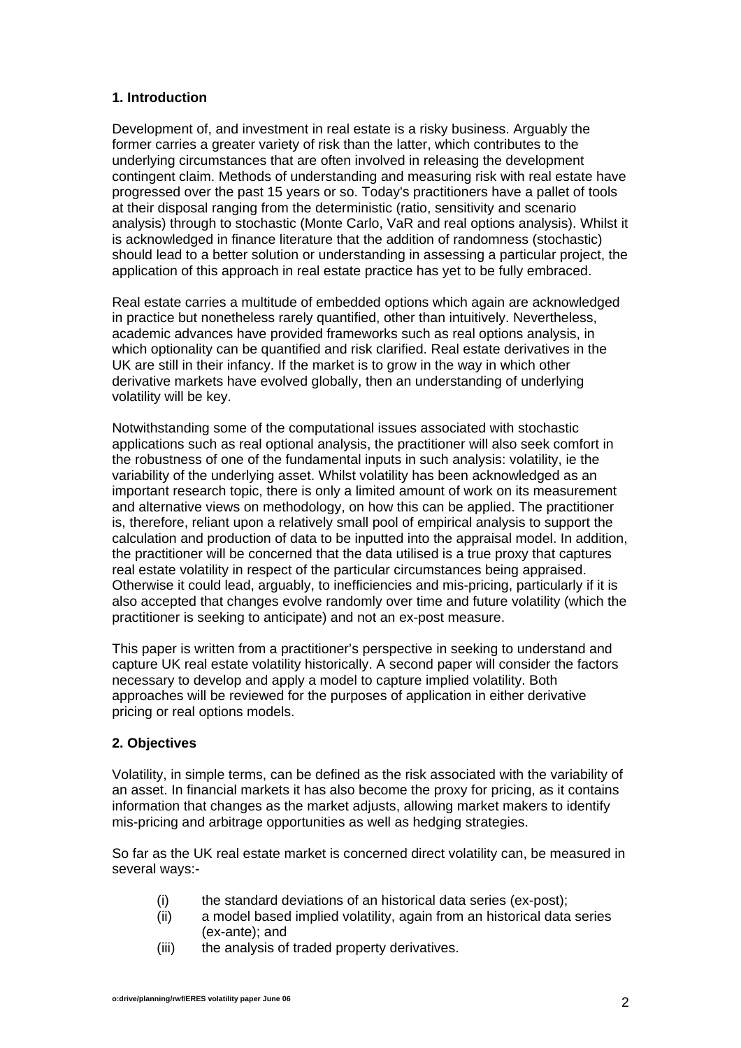## 1. Introduction

Development of, and investment in real estate is a risky business. Arguably the former carries a greater variety of risk than the latter, which contributes to the underlying circumstances that are often involved in releasing the development contingent claim. Methods of understanding and measuring risk with real estate have progressed over the past 15 years or so. Today's practitioners have a pallet of tools at their disposal ranging from the deterministic (ratio, sensitivity and scenario analysis) through to stochastic (Monte Carlo, VaR and real options analysis). Whilst it is acknowledged in finance literature that the addition of randomness (stochastic) should lead to a better solution or understanding in assessing a particular project, the application of this approach in real estate practice has yet to be fully embraced.

Real estate carries a multitude of embedded options which again are acknowledged in practice but nonetheless rarely quantified, other than intuitively. Nevertheless, academic advances have provided frameworks such as real options analysis, in which optionality can be quantified and risk clarified. Real estate derivatives in the UK are still in their infancy. If the market is to grow in the way in which other derivative markets have evolved globally, then an understanding of underlying volatility will be key.

Notwithstanding some of the computational issues associated with stochastic applications such as real optional analysis, the practitioner will also seek comfort in the robustness of one of the fundamental inputs in such analysis: volatility, ie the variability of the underlying asset. Whilst volatility has been acknowledged as an important research topic, there is only a limited amount of work on its measurement and alternative views on methodology, on how this can be applied. The practitioner is, therefore, reliant upon a relatively small pool of empirical analysis to support the calculation and production of data to be inputted into the appraisal model. In addition, the practitioner will be concerned that the data utilised is a true proxy that captures real estate volatility in respect of the particular circumstances being appraised. Otherwise it could lead, arguably, to inefficiencies and mis-pricing, particularly if it is also accepted that changes evolve randomly over time and future volatility (which the practitioner is seeking to anticipate) and not an ex-post measure.

This paper is written from a practitioner's perspective in seeking to understand and capture UK real estate volatility historically. A second paper will consider the factors necessary to develop and apply a model to capture implied volatility. Both approaches will be reviewed for the purposes of application in either derivative pricing or real options models.

## 2. Objectives

Volatility, in simple terms, can be defined as the risk associated with the variability of an asset. In financial markets it has also become the proxy for pricing, as it contains information that changes as the market adjusts, allowing market makers to identify mis-pricing and arbitrage opportunities as well as hedging strategies.

So far as the UK real estate market is concerned direct volatility can, be measured in several ways:-

(i) the standard deviations of an historical data series (ex-post);
(ii) a model based implied volatility, again from an historical data series (ex-ante); and
(iii) the analysis of traded property derivatives.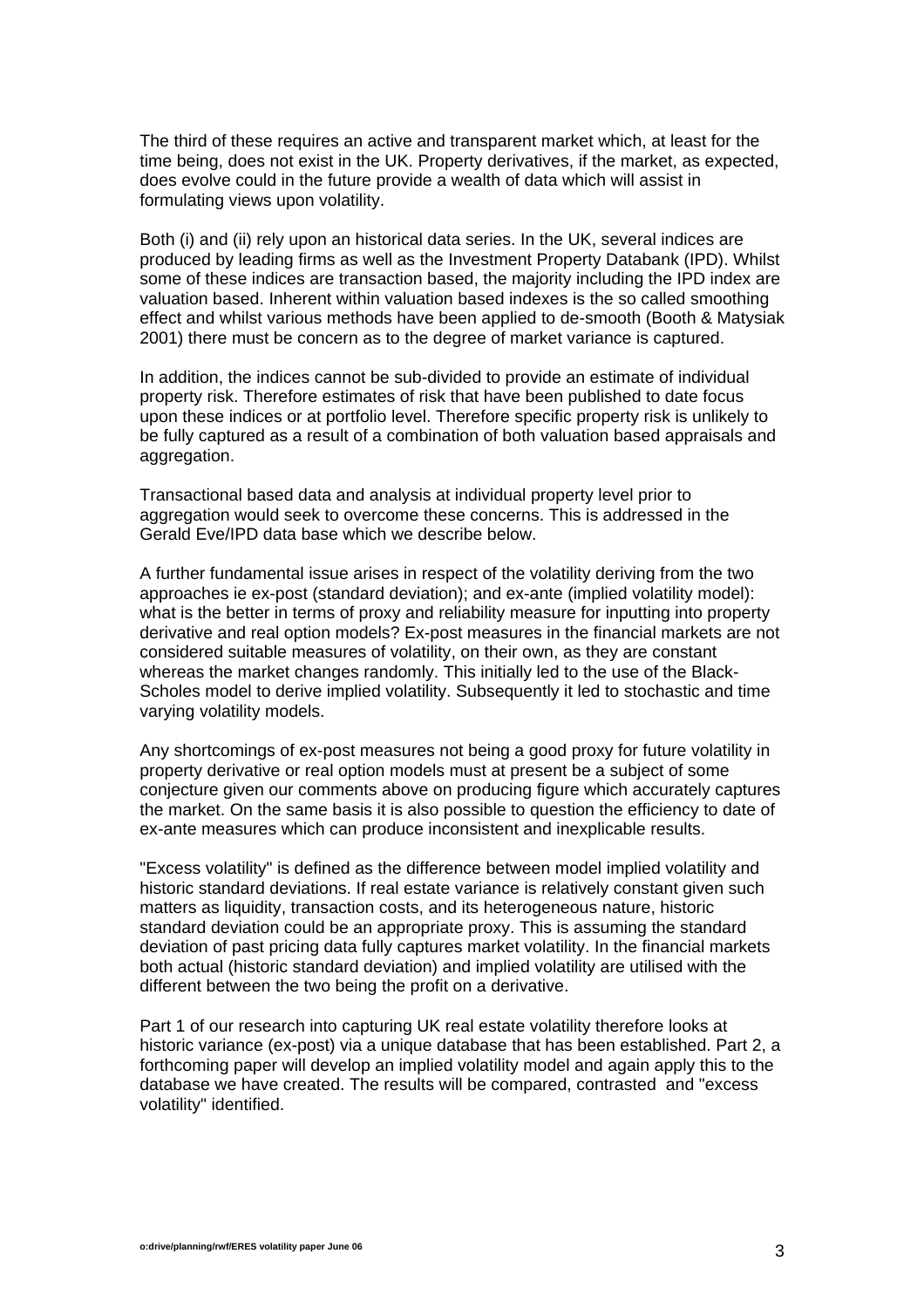The third of these requires an active and transparent market which, at least for the time being, does not exist in the UK. Property derivatives, if the market, as expected, does evolve could in the future provide a wealth of data which will assist in formulating views upon volatility.

Both (i) and (ii) rely upon an historical data series. In the UK, several indices are produced by leading firms as well as the Investment Property Databank (IPD). Whilst some of these indices are transaction based, the majority including the IPD index are valuation based. Inherent within valuation based indexes is the so called smoothing effect and whilst various methods have been applied to de-smooth (Booth & Matysiak 2001) there must be concern as to the degree of market variance is captured.

In addition, the indices cannot be sub-divided to provide an estimate of individual property risk. Therefore estimates of risk that have been published to date focus upon these indices or at portfolio level. Therefore specific property risk is unlikely to be fully captured as a result of a combination of both valuation based appraisals and aggregation.

Transactional based data and analysis at individual property level prior to aggregation would seek to overcome these concerns. This is addressed in the Gerald Eve/IPD data base which we describe below.

A further fundamental issue arises in respect of the volatility deriving from the two approaches ie ex-post (standard deviation); and ex-ante (implied volatility model): what is the better in terms of proxy and reliability measure for inputting into property derivative and real option models? Ex-post measures in the financial markets are not considered suitable measures of volatility, on their own, as they are constant whereas the market changes randomly. This initially led to the use of the Black-Scholes model to derive implied volatility. Subsequently it led to stochastic and time varying volatility models.

Any shortcomings of ex-post measures not being a good proxy for future volatility in property derivative or real option models must at present be a subject of some conjecture given our comments above on producing figure which accurately captures the market. On the same basis it is also possible to question the efficiency to date of ex-ante measures which can produce inconsistent and inexplicable results.

"Excess volatility" is defined as the difference between model implied volatility and historic standard deviations. If real estate variance is relatively constant given such matters as liquidity, transaction costs, and its heterogeneous nature, historic standard deviation could be an appropriate proxy. This is assuming the standard deviation of past pricing data fully captures market volatility. In the financial markets both actual (historic standard deviation) and implied volatility are utilised with the different between the two being the profit on a derivative.

Part 1 of our research into capturing UK real estate volatility therefore looks at historic variance (ex-post) via a unique database that has been established. Part 2, a forthcoming paper will develop an implied volatility model and again apply this to the database we have created. The results will be compared, contrasted and "excess volatility" identified.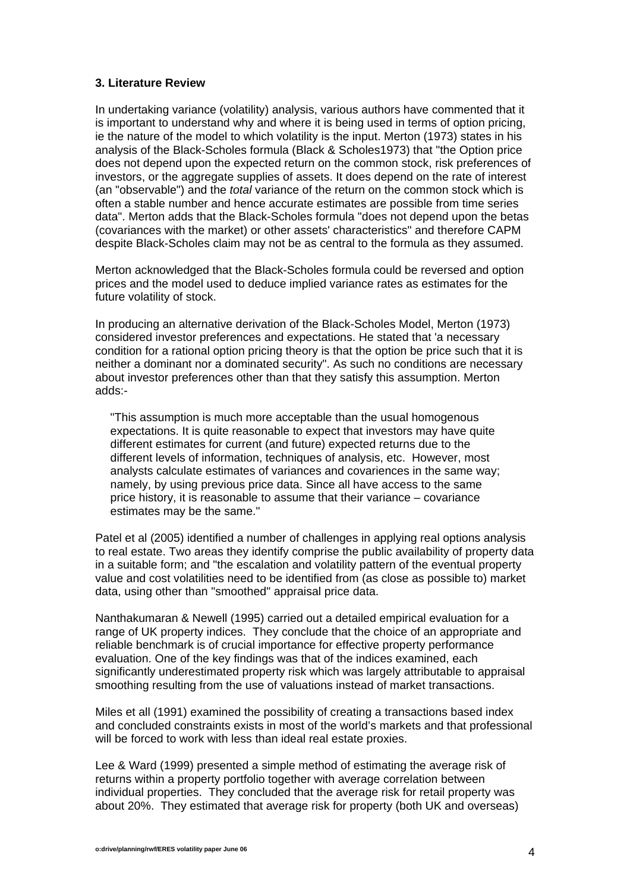### 3. Literature Review

In undertaking variance (volatility) analysis, various authors have commented that it is important to understand why and where it is being used in terms of option pricing, ie the nature of the model to which volatility is the input. Merton (1973) states in his analysis of the Black-Scholes formula (Black & Scholes1973) that "the Option price does not depend upon the expected return on the common stock, risk preferences of investors, or the aggregate supplies of assets. It does depend on the rate of interest (an "observable") and the *total* variance of the return on the common stock which is often a stable number and hence accurate estimates are possible from time series data". Merton adds that the Black-Scholes formula "does not depend upon the betas (covariances with the market) or other assets' characteristics" and therefore CAPM despite Black-Scholes claim may not be as central to the formula as they assumed.

Merton acknowledged that the Black-Scholes formula could be reversed and option prices and the model used to deduce implied variance rates as estimates for the future volatility of stock.

In producing an alternative derivation of the Black-Scholes Model, Merton (1973) considered investor preferences and expectations. He stated that 'a necessary condition for a rational option pricing theory is that the option be price such that it is neither a dominant nor a dominated security". As such no conditions are necessary about investor preferences other than that they satisfy this assumption. Merton adds:-

> "This assumption is much more acceptable than the usual homogenous expectations. It is quite reasonable to expect that investors may have quite different estimates for current (and future) expected returns due to the different levels of information, techniques of analysis, etc. However, most analysts calculate estimates of variances and covariences in the same way; namely, by using previous price data. Since all have access to the same price history, it is reasonable to assume that their variance – covariance estimates may be the same."

Patel et al (2005) identified a number of challenges in applying real options analysis to real estate. Two areas they identify comprise the public availability of property data in a suitable form; and "the escalation and volatility pattern of the eventual property value and cost volatilities need to be identified from (as close as possible to) market data, using other than "smoothed" appraisal price data.

Nanthakumaran & Newell (1995) carried out a detailed empirical evaluation for a range of UK property indices. They conclude that the choice of an appropriate and reliable benchmark is of crucial importance for effective property performance evaluation. One of the key findings was that of the indices examined, each significantly underestimated property risk which was largely attributable to appraisal smoothing resulting from the use of valuations instead of market transactions.

Miles et all (1991) examined the possibility of creating a transactions based index and concluded constraints exists in most of the world's markets and that professional will be forced to work with less than ideal real estate proxies.

Lee & Ward (1999) presented a simple method of estimating the average risk of returns within a property portfolio together with average correlation between individual properties. They concluded that the average risk for retail property was about 20%. They estimated that average risk for property (both UK and overseas)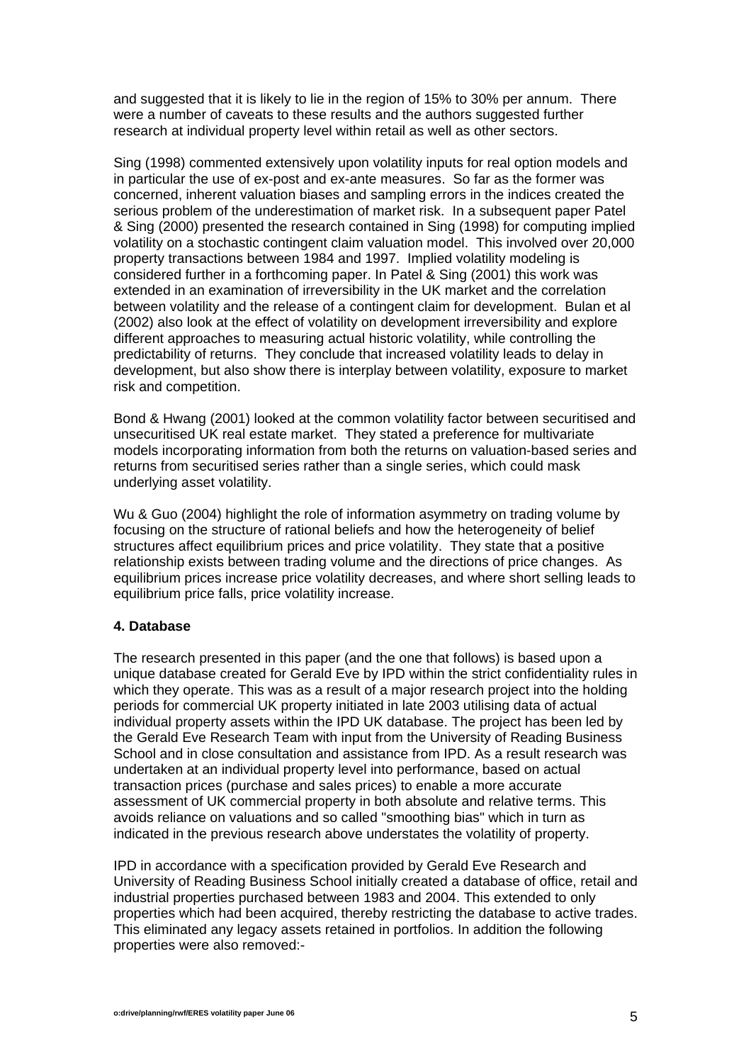and suggested that it is likely to lie in the region of 15% to 30% per annum. There were a number of caveats to these results and the authors suggested further research at individual property level within retail as well as other sectors.

Sing (1998) commented extensively upon volatility inputs for real option models and in particular the use of ex-post and ex-ante measures. So far as the former was concerned, inherent valuation biases and sampling errors in the indices created the serious problem of the underestimation of market risk. In a subsequent paper Patel & Sing (2000) presented the research contained in Sing (1998) for computing implied volatility on a stochastic contingent claim valuation model. This involved over 20,000 property transactions between 1984 and 1997. Implied volatility modeling is considered further in a forthcoming paper. In Patel & Sing (2001) this work was extended in an examination of irreversibility in the UK market and the correlation between volatility and the release of a contingent claim for development. Bulan et al (2002) also look at the effect of volatility on development irreversibility and explore different approaches to measuring actual historic volatility, while controlling the predictability of returns. They conclude that increased volatility leads to delay in development, but also show there is interplay between volatility, exposure to market risk and competition.

Bond & Hwang (2001) looked at the common volatility factor between securitised and unsecuritised UK real estate market. They stated a preference for multivariate models incorporating information from both the returns on valuation-based series and returns from securitised series rather than a single series, which could mask underlying asset volatility.

Wu & Guo (2004) highlight the role of information asymmetry on trading volume by focusing on the structure of rational beliefs and how the heterogeneity of belief structures affect equilibrium prices and price volatility. They state that a positive relationship exists between trading volume and the directions of price changes. As equilibrium prices increase price volatility decreases, and where short selling leads to equilibrium price falls, price volatility increase.

**4. Database**

The research presented in this paper (and the one that follows) is based upon a unique database created for Gerald Eve by IPD within the strict confidentiality rules in which they operate. This was as a result of a major research project into the holding periods for commercial UK property initiated in late 2003 utilising data of actual individual property assets within the IPD UK database. The project has been led by the Gerald Eve Research Team with input from the University of Reading Business School and in close consultation and assistance from IPD. As a result research was undertaken at an individual property level into performance, based on actual transaction prices (purchase and sales prices) to enable a more accurate assessment of UK commercial property in both absolute and relative terms. This avoids reliance on valuations and so called "smoothing bias" which in turn as indicated in the previous research above understates the volatility of property.

IPD in accordance with a specification provided by Gerald Eve Research and University of Reading Business School initially created a database of office, retail and industrial properties purchased between 1983 and 2004. This extended to only properties which had been acquired, thereby restricting the database to active trades. This eliminated any legacy assets retained in portfolios. In addition the following properties were also removed:-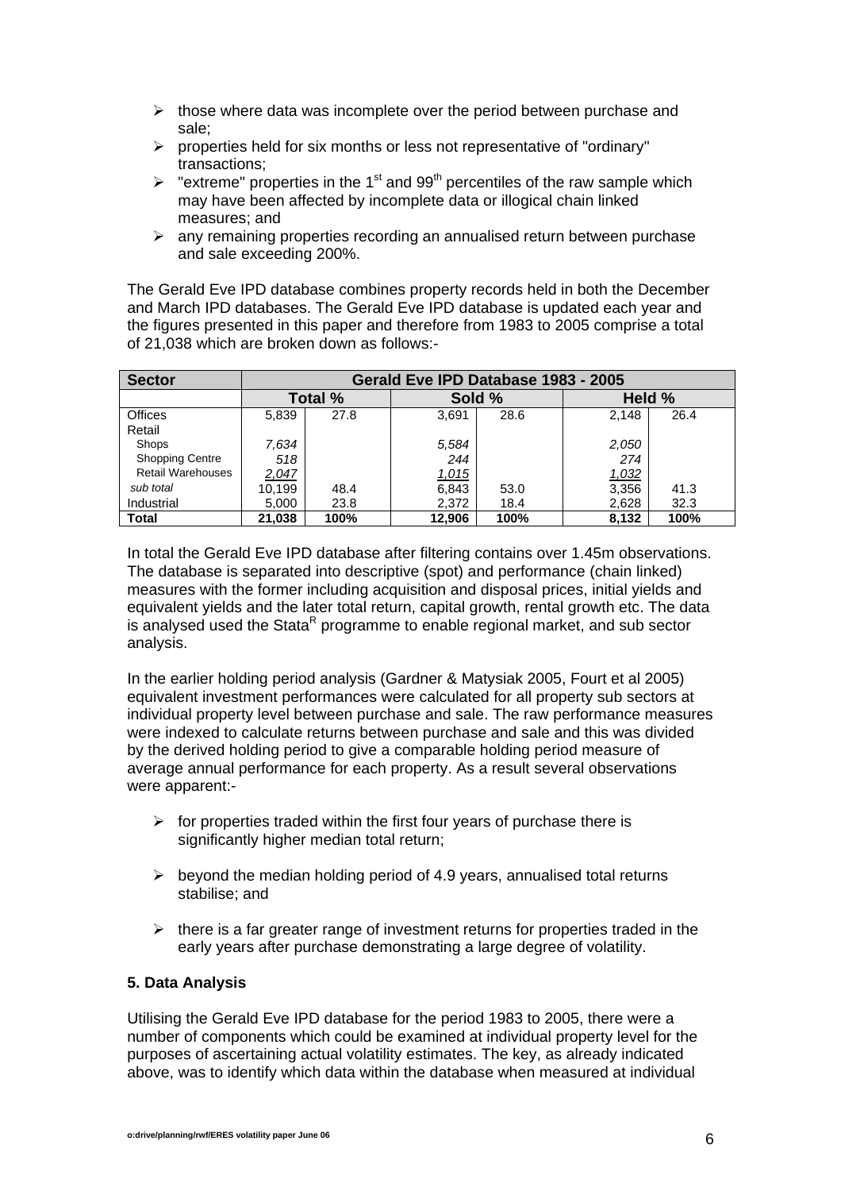- those where data was incomplete over the period between purchase and sale;
- properties held for six months or less not representative of "ordinary" transactions;
- "extreme" properties in the 1st and 99th percentiles of the raw sample which may have been affected by incomplete data or illogical chain linked measures; and
- any remaining properties recording an annualised return between purchase and sale exceeding 200%.

The Gerald Eve IPD database combines property records held in both the December and March IPD databases. The Gerald Eve IPD database is updated each year and the figures presented in this paper and therefore from 1983 to 2005 comprise a total of 21,038 which are broken down as follows:-

| Sector | Gerald Eve IPD Database 1983 - 2005 | | | | | |
|---|---|---|---|---|---|---|
| | Total % | | Sold % | | Held % | |
| Offices | 5,839 | 27.8 | 3,691 | 28.6 | 2,148 | 26.4 |
| Retail | | | | | | |
| Shops | *7,634* | | *5,584* | | *2,050* | |
| Shopping Centre | *518* | | *244* | | *274* | |
| Retail Warehouses | *2,047* | | *1,015* | | *1,032* | |
| *sub total* | 10,199 | 48.4 | 6,843 | 53.0 | 3,356 | 41.3 |
| Industrial | 5,000 | 23.8 | 2,372 | 18.4 | 2,628 | 32.3 |
| **Total** | **21,038** | **100%** | **12,906** | **100%** | **8,132** | **100%** |

In total the Gerald Eve IPD database after filtering contains over 1.45m observations. The database is separated into descriptive (spot) and performance (chain linked) measures with the former including acquisition and disposal prices, initial yields and equivalent yields and the later total return, capital growth, rental growth etc. The data is analysed used the Stata[R] programme to enable regional market, and sub sector analysis.

In the earlier holding period analysis (Gardner & Matysiak 2005, Fourt et al 2005) equivalent investment performances were calculated for all property sub sectors at individual property level between purchase and sale. The raw performance measures were indexed to calculate returns between purchase and sale and this was divided by the derived holding period to give a comparable holding period measure of average annual performance for each property. As a result several observations were apparent:-

- for properties traded within the first four years of purchase there is significantly higher median total return;
- beyond the median holding period of 4.9 years, annualised total returns stabilise; and
- there is a far greater range of investment returns for properties traded in the early years after purchase demonstrating a large degree of volatility.

## 5. Data Analysis

Utilising the Gerald Eve IPD database for the period 1983 to 2005, there were a number of components which could be examined at individual property level for the purposes of ascertaining actual volatility estimates. The key, as already indicated above, was to identify which data within the database when measured at individual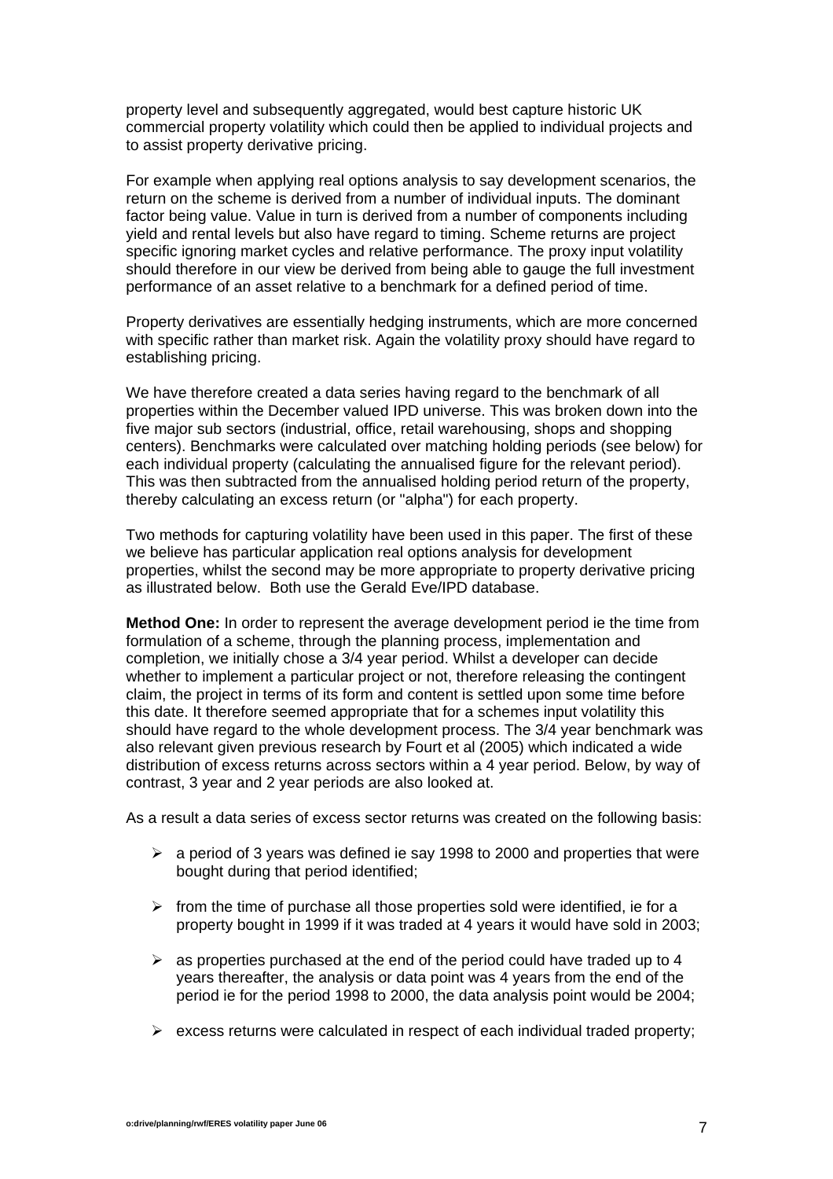property level and subsequently aggregated, would best capture historic UK commercial property volatility which could then be applied to individual projects and to assist property derivative pricing.

For example when applying real options analysis to say development scenarios, the return on the scheme is derived from a number of individual inputs. The dominant factor being value. Value in turn is derived from a number of components including yield and rental levels but also have regard to timing. Scheme returns are project specific ignoring market cycles and relative performance. The proxy input volatility should therefore in our view be derived from being able to gauge the full investment performance of an asset relative to a benchmark for a defined period of time.

Property derivatives are essentially hedging instruments, which are more concerned with specific rather than market risk. Again the volatility proxy should have regard to establishing pricing.

We have therefore created a data series having regard to the benchmark of all properties within the December valued IPD universe. This was broken down into the five major sub sectors (industrial, office, retail warehousing, shops and shopping centers). Benchmarks were calculated over matching holding periods (see below) for each individual property (calculating the annualised figure for the relevant period). This was then subtracted from the annualised holding period return of the property, thereby calculating an excess return (or "alpha") for each property.

Two methods for capturing volatility have been used in this paper. The first of these we believe has particular application real options analysis for development properties, whilst the second may be more appropriate to property derivative pricing as illustrated below. Both use the Gerald Eve/IPD database.

**Method One:** In order to represent the average development period ie the time from formulation of a scheme, through the planning process, implementation and completion, we initially chose a 3/4 year period. Whilst a developer can decide whether to implement a particular project or not, therefore releasing the contingent claim, the project in terms of its form and content is settled upon some time before this date. It therefore seemed appropriate that for a schemes input volatility this should have regard to the whole development process. The 3/4 year benchmark was also relevant given previous research by Fourt et al (2005) which indicated a wide distribution of excess returns across sectors within a 4 year period. Below, by way of contrast, 3 year and 2 year periods are also looked at.

As a result a data series of excess sector returns was created on the following basis:

- a period of 3 years was defined ie say 1998 to 2000 and properties that were bought during that period identified;
- from the time of purchase all those properties sold were identified, ie for a property bought in 1999 if it was traded at 4 years it would have sold in 2003;
- as properties purchased at the end of the period could have traded up to 4 years thereafter, the analysis or data point was 4 years from the end of the period ie for the period 1998 to 2000, the data analysis point would be 2004;
- excess returns were calculated in respect of each individual traded property;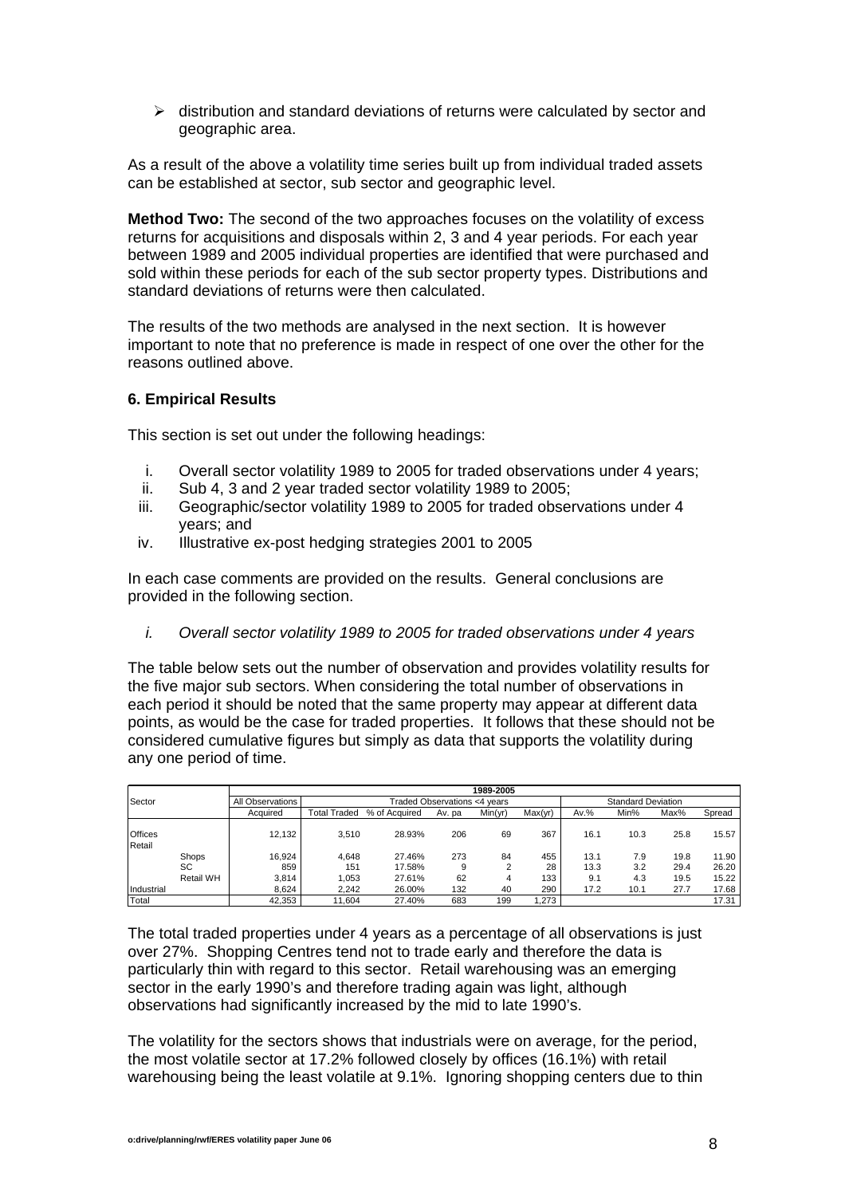➢ distribution and standard deviations of returns were calculated by sector and geographic area.

As a result of the above a volatility time series built up from individual traded assets can be established at sector, sub sector and geographic level.

**Method Two:** The second of the two approaches focuses on the volatility of excess returns for acquisitions and disposals within 2, 3 and 4 year periods. For each year between 1989 and 2005 individual properties are identified that were purchased and sold within these periods for each of the sub sector property types. Distributions and standard deviations of returns were then calculated.

The results of the two methods are analysed in the next section. It is however important to note that no preference is made in respect of one over the other for the reasons outlined above.

## 6. Empirical Results

This section is set out under the following headings:

i. Overall sector volatility 1989 to 2005 for traded observations under 4 years;
ii. Sub 4, 3 and 2 year traded sector volatility 1989 to 2005;
iii. Geographic/sector volatility 1989 to 2005 for traded observations under 4 years; and
iv. Illustrative ex-post hedging strategies 2001 to 2005

In each case comments are provided on the results. General conclusions are provided in the following section.

*i. Overall sector volatility 1989 to 2005 for traded observations under 4 years*

The table below sets out the number of observation and provides volatility results for the five major sub sectors. When considering the total number of observations in each period it should be noted that the same property may appear at different data points, as would be the case for traded properties. It follows that these should not be considered cumulative figures but simply as data that supports the volatility during any one period of time.

| | | 1989-2005 | | | | | | | | | |
|---|---|---|---|---|---|---|---|---|---|---|---|
| Sector | | All Observations | Traded Observations <4 years | | | | | Standard Deviation | | | |
| | | Acquired | Total Traded | % of Acquired | Av. pa | Min(yr) | Max(yr) | Av.% | Min% | Max% | Spread |
| Offices | | 12,132 | 3,510 | 28.93% | 206 | 69 | 367 | 16.1 | 10.3 | 25.8 | 15.57 |
| Retail | | | | | | | | | | | |
| | Shops | 16,924 | 4,648 | 27.46% | 273 | 84 | 455 | 13.1 | 7.9 | 19.8 | 11.90 |
| | SC | 859 | 151 | 17.58% | 9 | 2 | 28 | 13.3 | 3.2 | 29.4 | 26.20 |
| | Retail WH | 3,814 | 1,053 | 27.61% | 62 | 4 | 133 | 9.1 | 4.3 | 19.5 | 15.22 |
| Industrial | | 8,624 | 2,242 | 26.00% | 132 | 40 | 290 | 17.2 | 10.1 | 27.7 | 17.68 |
| Total | | 42,353 | 11,604 | 27.40% | 683 | 199 | 1,273 | | | | 17.31 |

The total traded properties under 4 years as a percentage of all observations is just over 27%. Shopping Centres tend not to trade early and therefore the data is particularly thin with regard to this sector. Retail warehousing was an emerging sector in the early 1990's and therefore trading again was light, although observations had significantly increased by the mid to late 1990's.

The volatility for the sectors shows that industrials were on average, for the period, the most volatile sector at 17.2% followed closely by offices (16.1%) with retail warehousing being the least volatile at 9.1%. Ignoring shopping centers due to thin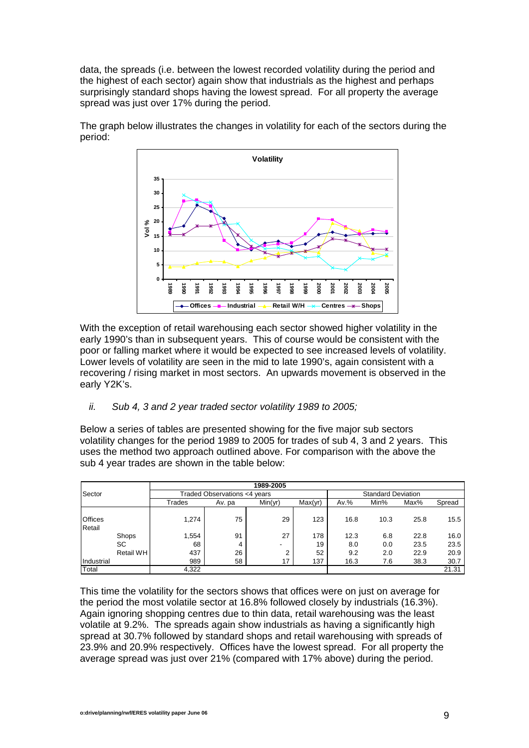data, the spreads (i.e. between the lowest recorded volatility during the period and the highest of each sector) again show that industrials as the highest and perhaps surprisingly standard shops having the lowest spread. For all property the average spread was just over 17% during the period.

The graph below illustrates the changes in volatility for each of the sectors during the period:

With the exception of retail warehousing each sector showed higher volatility in the early 1990's than in subsequent years. This of course would be consistent with the poor or falling market where it would be expected to see increased levels of volatility. Lower levels of volatility are seen in the mid to late 1990's, again consistent with a recovering / rising market in most sectors. An upwards movement is observed in the early Y2K's.

*ii. Sub 4, 3 and 2 year traded sector volatility 1989 to 2005;*

Below a series of tables are presented showing for the five major sub sectors volatility changes for the period 1989 to 2005 for trades of sub 4, 3 and 2 years. This uses the method two approach outlined above. For comparison with the above the sub 4 year trades are shown in the table below:

| Sector | | 1989-2005 | | | | | | | |
|---|---|---|---|---|---|---|---|---|---|
| | | Traded Observations <4 years | | | | Standard Deviation | | | |
| | | Trades | Av. pa | Min(yr) | Max(yr) | Av.% | Min% | Max% | Spread |
| Offices | | 1,274 | 75 | 29 | 123 | 16.8 | 10.3 | 25.8 | 15.5 |
| Retail | | | | | | | | | |
| | Shops | 1,554 | 91 | 27 | 178 | 12.3 | 6.8 | 22.8 | 16.0 |
| | SC | 68 | 4 | - | 19 | 8.0 | 0.0 | 23.5 | 23.5 |
| | Retail WH | 437 | 26 | 2 | 52 | 9.2 | 2.0 | 22.9 | 20.9 |
| Industrial | | 989 | 58 | 17 | 137 | 16.3 | 7.6 | 38.3 | 30.7 |
| Total | | 4,322 | | | | | | | 21.31 |

This time the volatility for the sectors shows that offices were on just on average for the period the most volatile sector at 16.8% followed closely by industrials (16.3%). Again ignoring shopping centres due to thin data, retail warehousing was the least volatile at 9.2%. The spreads again show industrials as having a significantly high spread at 30.7% followed by standard shops and retail warehousing with spreads of 23.9% and 20.9% respectively. Offices have the lowest spread. For all property the average spread was just over 21% (compared with 17% above) during the period.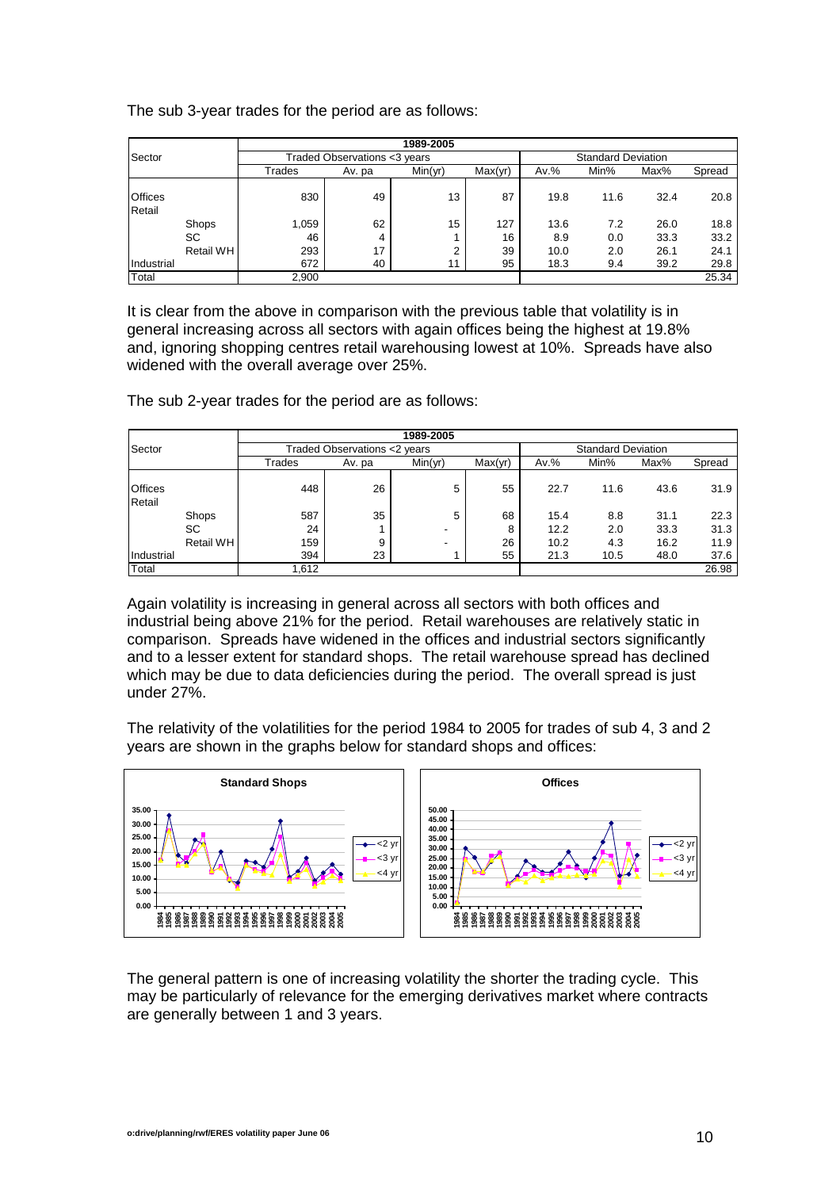The sub 3-year trades for the period are as follows:

| Sector | | 1989-2005 | | | | | | | |
|---|---|---|---|---|---|---|---|---|---|
| | | Traded Observations <3 years | | | | Standard Deviation | | | |
| | | Trades | Av. pa | Min(yr) | Max(yr) | Av.% | Min% | Max% | Spread |
| Offices | | 830 | 49 | 13 | 87 | 19.8 | 11.6 | 32.4 | 20.8 |
| Retail | | | | | | | | | |
| | Shops | 1,059 | 62 | 15 | 127 | 13.6 | 7.2 | 26.0 | 18.8 |
| | SC | 46 | 4 | 1 | 16 | 8.9 | 0.0 | 33.3 | 33.2 |
| | Retail WH | 293 | 17 | 2 | 39 | 10.0 | 2.0 | 26.1 | 24.1 |
| Industrial | | 672 | 40 | 11 | 95 | 18.3 | 9.4 | 39.2 | 29.8 |
| Total | | 2,900 | | | | | | | 25.34 |

It is clear from the above in comparison with the previous table that volatility is in general increasing across all sectors with again offices being the highest at 19.8% and, ignoring shopping centres retail warehousing lowest at 10%. Spreads have also widened with the overall average over 25%.

The sub 2-year trades for the period are as follows:

| Sector | | 1989-2005 | | | | | | | |
|---|---|---|---|---|---|---|---|---|---|
| | | Traded Observations <2 years | | | | Standard Deviation | | | |
| | | Trades | Av. pa | Min(yr) | Max(yr) | Av.% | Min% | Max% | Spread |
| Offices | | 448 | 26 | 5 | 55 | 22.7 | 11.6 | 43.6 | 31.9 |
| Retail | | | | | | | | | |
| | Shops | 587 | 35 | 5 | 68 | 15.4 | 8.8 | 31.1 | 22.3 |
| | SC | 24 | 1 | - | 8 | 12.2 | 2.0 | 33.3 | 31.3 |
| | Retail WH | 159 | 9 | - | 26 | 10.2 | 4.3 | 16.2 | 11.9 |
| Industrial | | 394 | 23 | 1 | 55 | 21.3 | 10.5 | 48.0 | 37.6 |
| Total | | 1,612 | | | | | | | 26.98 |

Again volatility is increasing in general across all sectors with both offices and industrial being above 21% for the period. Retail warehouses are relatively static in comparison. Spreads have widened in the offices and industrial sectors significantly and to a lesser extent for standard shops. The retail warehouse spread has declined which may be due to data deficiencies during the period. The overall spread is just under 27%.

The relativity of the volatilities for the period 1984 to 2005 for trades of sub 4, 3 and 2 years are shown in the graphs below for standard shops and offices:

The general pattern is one of increasing volatility the shorter the trading cycle. This may be particularly of relevance for the emerging derivatives market where contracts are generally between 1 and 3 years.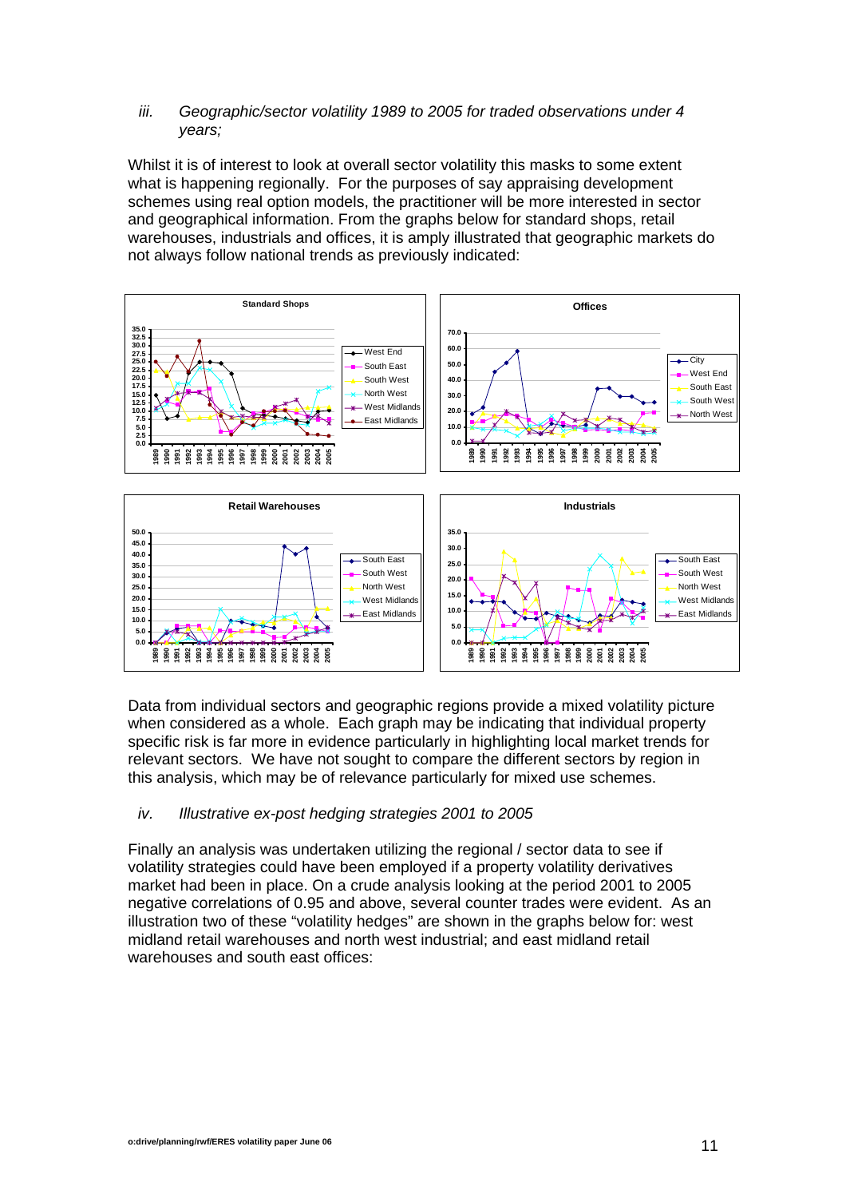*iii. Geographic/sector volatility 1989 to 2005 for traded observations under 4 years;*

Whilst it is of interest to look at overall sector volatility this masks to some extent what is happening regionally. For the purposes of say appraising development schemes using real option models, the practitioner will be more interested in sector and geographical information. From the graphs below for standard shops, retail warehouses, industrials and offices, it is amply illustrated that geographic markets do not always follow national trends as previously indicated:

Data from individual sectors and geographic regions provide a mixed volatility picture when considered as a whole. Each graph may be indicating that individual property specific risk is far more in evidence particularly in highlighting local market trends for relevant sectors. We have not sought to compare the different sectors by region in this analysis, which may be of relevance particularly for mixed use schemes.

*iv. Illustrative ex-post hedging strategies 2001 to 2005*

Finally an analysis was undertaken utilizing the regional / sector data to see if volatility strategies could have been employed if a property volatility derivatives market had been in place. On a crude analysis looking at the period 2001 to 2005 negative correlations of 0.95 and above, several counter trades were evident. As an illustration two of these "volatility hedges" are shown in the graphs below for: west midland retail warehouses and north west industrial; and east midland retail warehouses and south east offices: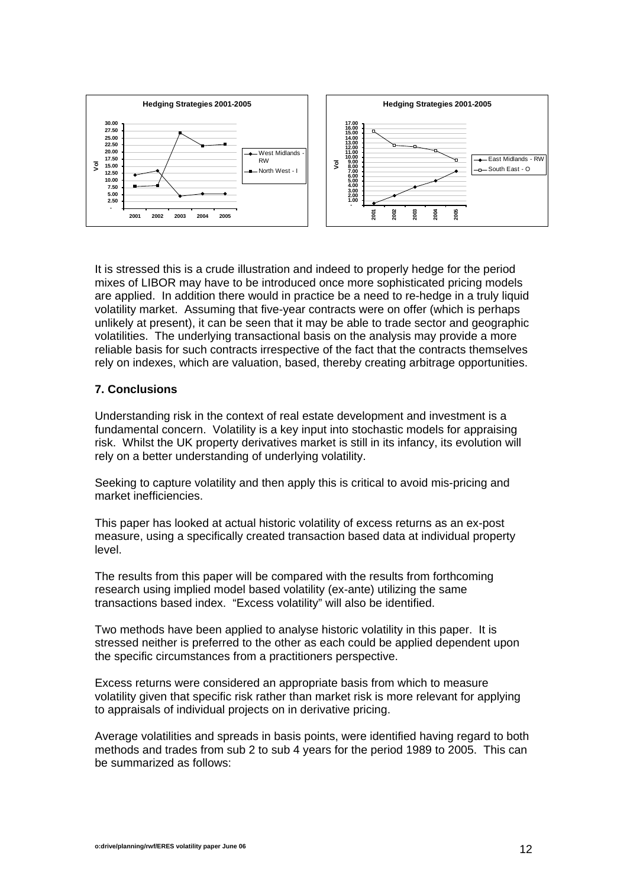It is stressed this is a crude illustration and indeed to properly hedge for the period mixes of LIBOR may have to be introduced once more sophisticated pricing models are applied. In addition there would in practice be a need to re-hedge in a truly liquid volatility market. Assuming that five-year contracts were on offer (which is perhaps unlikely at present), it can be seen that it may be able to trade sector and geographic volatilities. The underlying transactional basis on the analysis may provide a more reliable basis for such contracts irrespective of the fact that the contracts themselves rely on indexes, which are valuation, based, thereby creating arbitrage opportunities.

## 7. Conclusions

Understanding risk in the context of real estate development and investment is a fundamental concern. Volatility is a key input into stochastic models for appraising risk. Whilst the UK property derivatives market is still in its infancy, its evolution will rely on a better understanding of underlying volatility.

Seeking to capture volatility and then apply this is critical to avoid mis-pricing and market inefficiencies.

This paper has looked at actual historic volatility of excess returns as an ex-post measure, using a specifically created transaction based data at individual property level.

The results from this paper will be compared with the results from forthcoming research using implied model based volatility (ex-ante) utilizing the same transactions based index. "Excess volatility" will also be identified.

Two methods have been applied to analyse historic volatility in this paper. It is stressed neither is preferred to the other as each could be applied dependent upon the specific circumstances from a practitioners perspective.

Excess returns were considered an appropriate basis from which to measure volatility given that specific risk rather than market risk is more relevant for applying to appraisals of individual projects on in derivative pricing.

Average volatilities and spreads in basis points, were identified having regard to both methods and trades from sub 2 to sub 4 years for the period 1989 to 2005. This can be summarized as follows: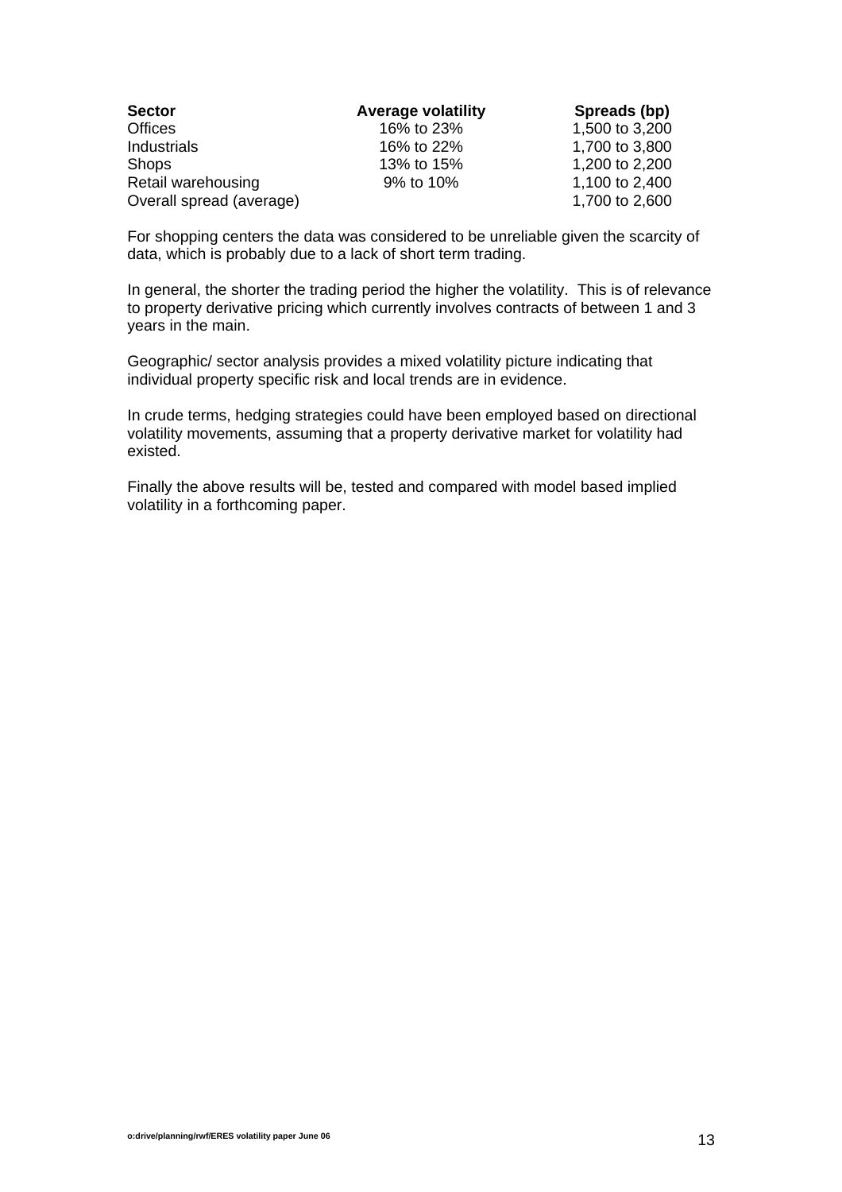| Sector | Average volatility | Spreads (bp) |
|---|---|---|
| Offices | 16% to 23% | 1,500 to 3,200 |
| Industrials | 16% to 22% | 1,700 to 3,800 |
| Shops | 13% to 15% | 1,200 to 2,200 |
| Retail warehousing | 9% to 10% | 1,100 to 2,400 |
| Overall spread (average) | | 1,700 to 2,600 |

For shopping centers the data was considered to be unreliable given the scarcity of data, which is probably due to a lack of short term trading.

In general, the shorter the trading period the higher the volatility. This is of relevance to property derivative pricing which currently involves contracts of between 1 and 3 years in the main.

Geographic/ sector analysis provides a mixed volatility picture indicating that individual property specific risk and local trends are in evidence.

In crude terms, hedging strategies could have been employed based on directional volatility movements, assuming that a property derivative market for volatility had existed.

Finally the above results will be, tested and compared with model based implied volatility in a forthcoming paper.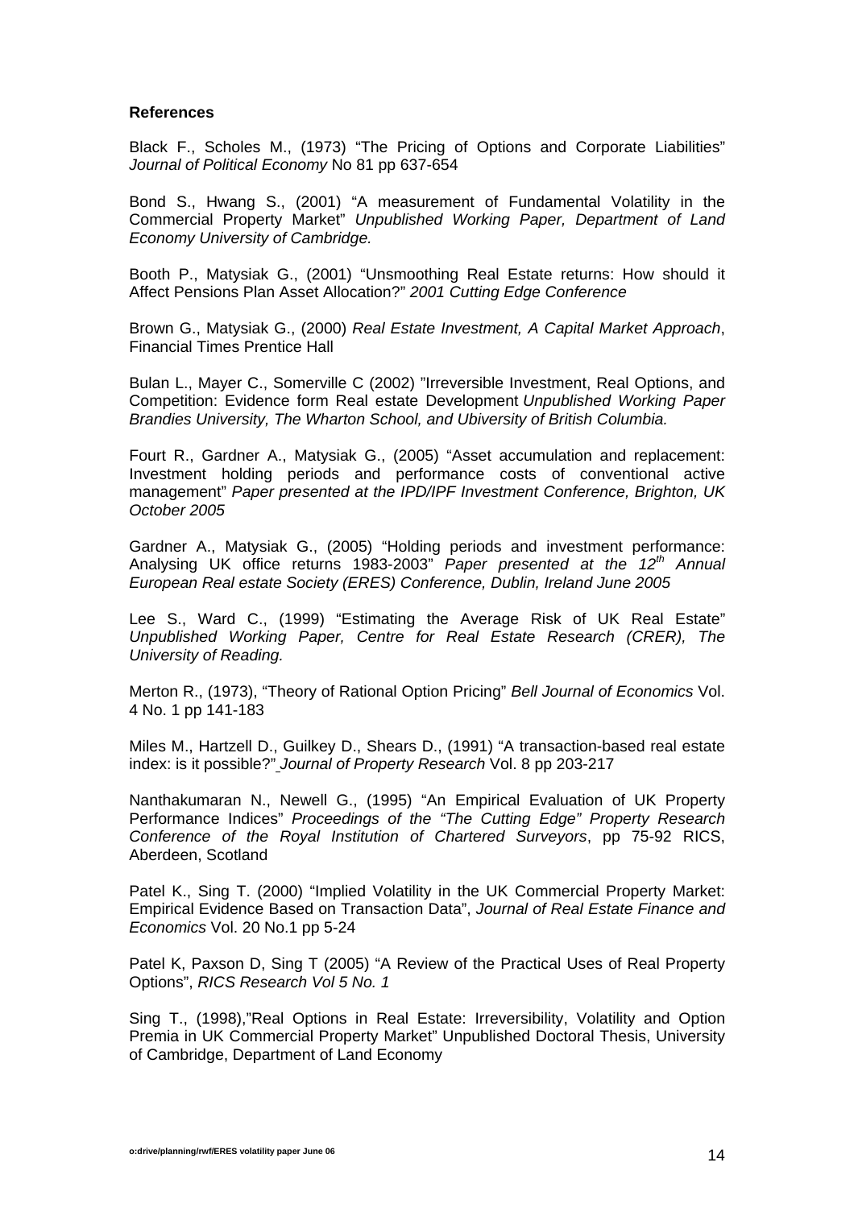**References**

Black F., Scholes M., (1973) "The Pricing of Options and Corporate Liabilities" *Journal of Political Economy* No 81 pp 637-654

Bond S., Hwang S., (2001) "A measurement of Fundamental Volatility in the Commercial Property Market" *Unpublished Working Paper, Department of Land Economy University of Cambridge.*

Booth P., Matysiak G., (2001) "Unsmoothing Real Estate returns: How should it Affect Pensions Plan Asset Allocation?" *2001 Cutting Edge Conference*

Brown G., Matysiak G., (2000) *Real Estate Investment, A Capital Market Approach*, Financial Times Prentice Hall

Bulan L., Mayer C., Somerville C (2002) "Irreversible Investment, Real Options, and Competition: Evidence form Real estate Development *Unpublished Working Paper Brandies University, The Wharton School, and Ubiversity of British Columbia.*

Fourt R., Gardner A., Matysiak G., (2005) "Asset accumulation and replacement: Investment holding periods and performance costs of conventional active management" *Paper presented at the IPD/IPF Investment Conference, Brighton, UK October 2005*

Gardner A., Matysiak G., (2005) "Holding periods and investment performance: Analysing UK office returns 1983-2003" *Paper presented at the 12th Annual European Real estate Society (ERES) Conference, Dublin, Ireland June 2005*

Lee S., Ward C., (1999) "Estimating the Average Risk of UK Real Estate" *Unpublished Working Paper, Centre for Real Estate Research (CRER), The University of Reading.*

Merton R., (1973), "Theory of Rational Option Pricing" *Bell Journal of Economics* Vol. 4 No. 1 pp 141-183

Miles M., Hartzell D., Guilkey D., Shears D., (1991) "A transaction-based real estate index: is it possible?" *Journal of Property Research* Vol. 8 pp 203-217

Nanthakumaran N., Newell G., (1995) "An Empirical Evaluation of UK Property Performance Indices" *Proceedings of the "The Cutting Edge" Property Research Conference of the Royal Institution of Chartered Surveyors*, pp 75-92 RICS, Aberdeen, Scotland

Patel K., Sing T. (2000) "Implied Volatility in the UK Commercial Property Market: Empirical Evidence Based on Transaction Data", *Journal of Real Estate Finance and Economics* Vol. 20 No.1 pp 5-24

Patel K, Paxson D, Sing T (2005) "A Review of the Practical Uses of Real Property Options", *RICS Research Vol 5 No. 1*

Sing T., (1998),"Real Options in Real Estate: Irreversibility, Volatility and Option Premia in UK Commercial Property Market" Unpublished Doctoral Thesis, University of Cambridge, Department of Land Economy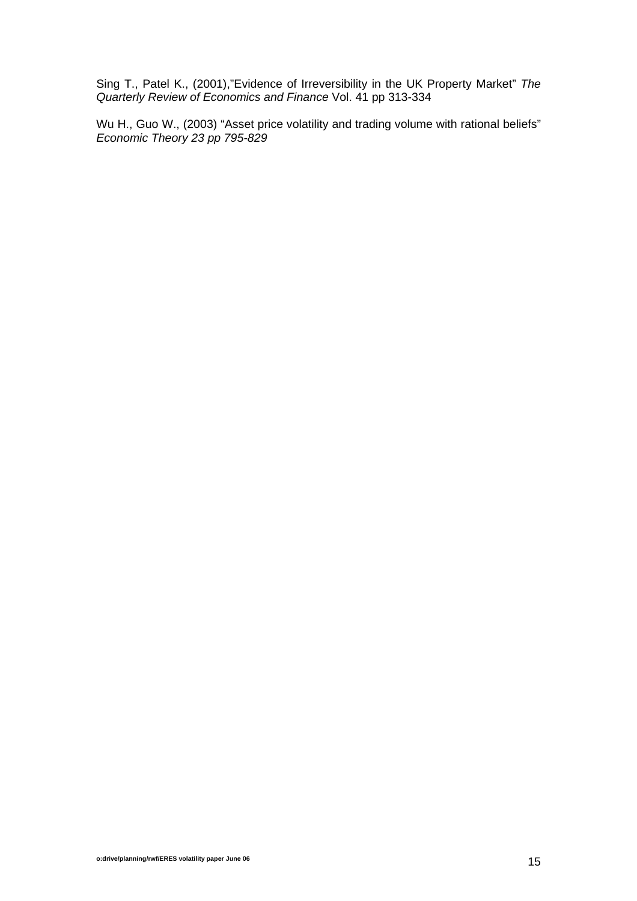Sing T., Patel K., (2001),"Evidence of Irreversibility in the UK Property Market" *The Quarterly Review of Economics and Finance* Vol. 41 pp 313-334

Wu H., Guo W., (2003) "Asset price volatility and trading volume with rational beliefs" *Economic Theory 23 pp 795-829*